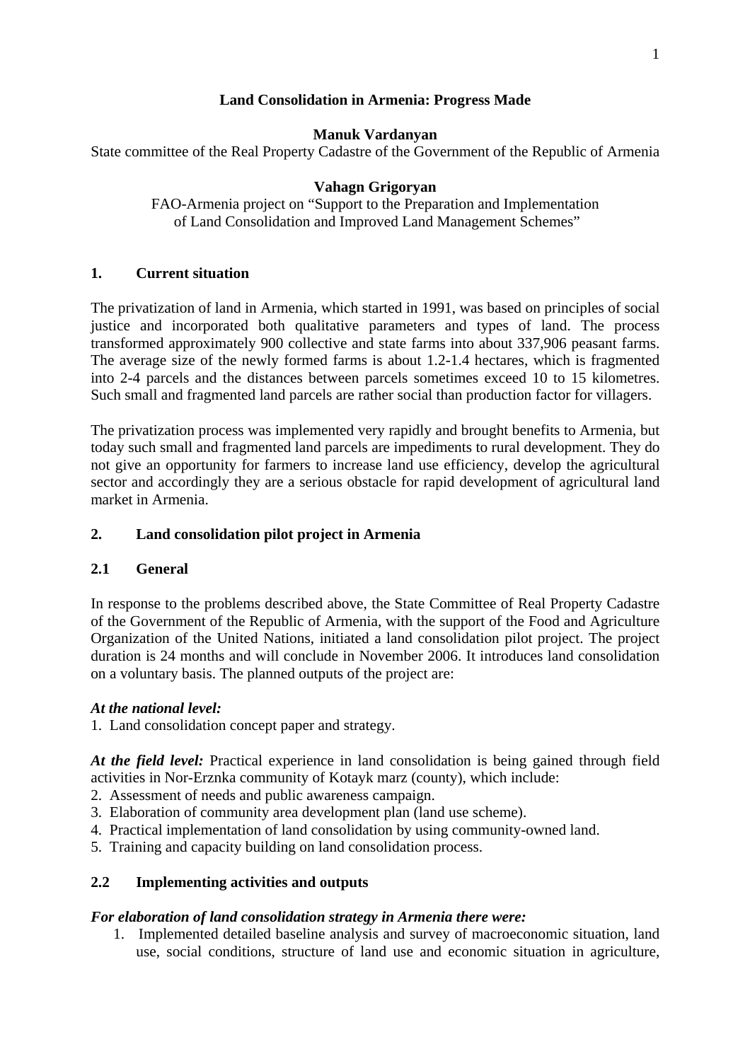# Land Consolidation in Armenia: Progress Made

**Manuk Vardanyan**
State committee of the Real Property Cadastre of the Government of the Republic of Armenia

**Vahagn Grigoryan**
FAO-Armenia project on "Support to the Preparation and Implementation of Land Consolidation and Improved Land Management Schemes"

## 1. Current situation

The privatization of land in Armenia, which started in 1991, was based on principles of social justice and incorporated both qualitative parameters and types of land. The process transformed approximately 900 collective and state farms into about 337,906 peasant farms. The average size of the newly formed farms is about 1.2-1.4 hectares, which is fragmented into 2-4 parcels and the distances between parcels sometimes exceed 10 to 15 kilometres. Such small and fragmented land parcels are rather social than production factor for villagers.

The privatization process was implemented very rapidly and brought benefits to Armenia, but today such small and fragmented land parcels are impediments to rural development. They do not give an opportunity for farmers to increase land use efficiency, develop the agricultural sector and accordingly they are a serious obstacle for rapid development of agricultural land market in Armenia.

## 2. Land consolidation pilot project in Armenia

### 2.1 General

In response to the problems described above, the State Committee of Real Property Cadastre of the Government of the Republic of Armenia, with the support of the Food and Agriculture Organization of the United Nations, initiated a land consolidation pilot project. The project duration is 24 months and will conclude in November 2006. It introduces land consolidation on a voluntary basis. The planned outputs of the project are:

***At the national level:***

1. Land consolidation concept paper and strategy.

***At the field level:*** Practical experience in land consolidation is being gained through field activities in Nor-Erznka community of Kotayk marz (county), which include:

2. Assessment of needs and public awareness campaign.
3. Elaboration of community area development plan (land use scheme).
4. Practical implementation of land consolidation by using community-owned land.
5. Training and capacity building on land consolidation process.

### 2.2 Implementing activities and outputs

***For elaboration of land consolidation strategy in Armenia there were:***

1. Implemented detailed baseline analysis and survey of macroeconomic situation, land use, social conditions, structure of land use and economic situation in agriculture,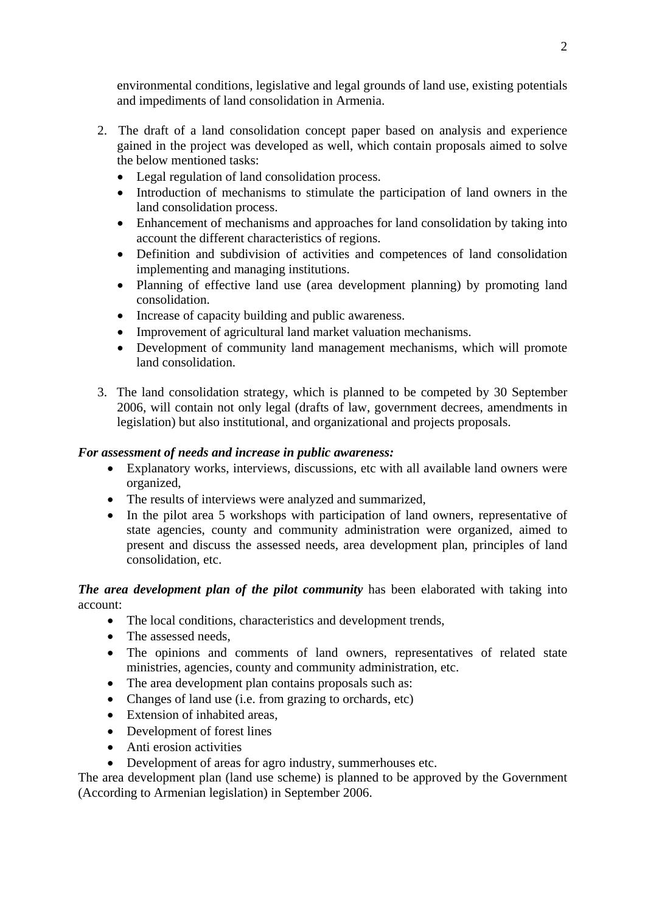environmental conditions, legislative and legal grounds of land use, existing potentials and impediments of land consolidation in Armenia.

2. The draft of a land consolidation concept paper based on analysis and experience gained in the project was developed as well, which contain proposals aimed to solve the below mentioned tasks:
   - Legal regulation of land consolidation process.
   - Introduction of mechanisms to stimulate the participation of land owners in the land consolidation process.
   - Enhancement of mechanisms and approaches for land consolidation by taking into account the different characteristics of regions.
   - Definition and subdivision of activities and competences of land consolidation implementing and managing institutions.
   - Planning of effective land use (area development planning) by promoting land consolidation.
   - Increase of capacity building and public awareness.
   - Improvement of agricultural land market valuation mechanisms.
   - Development of community land management mechanisms, which will promote land consolidation.

3. The land consolidation strategy, which is planned to be competed by 30 September 2006, will contain not only legal (drafts of law, government decrees, amendments in legislation) but also institutional, and organizational and projects proposals.

***For assessment of needs and increase in public awareness:***

- Explanatory works, interviews, discussions, etc with all available land owners were organized,
- The results of interviews were analyzed and summarized,
- In the pilot area 5 workshops with participation of land owners, representative of state agencies, county and community administration were organized, aimed to present and discuss the assessed needs, area development plan, principles of land consolidation, etc.

***The area development plan of the pilot community*** has been elaborated with taking into account:

- The local conditions, characteristics and development trends,
- The assessed needs,
- The opinions and comments of land owners, representatives of related state ministries, agencies, county and community administration, etc.
- The area development plan contains proposals such as:
- Changes of land use (i.e. from grazing to orchards, etc)
- Extension of inhabited areas,
- Development of forest lines
- Anti erosion activities
- Development of areas for agro industry, summerhouses etc.

The area development plan (land use scheme) is planned to be approved by the Government (According to Armenian legislation) in September 2006.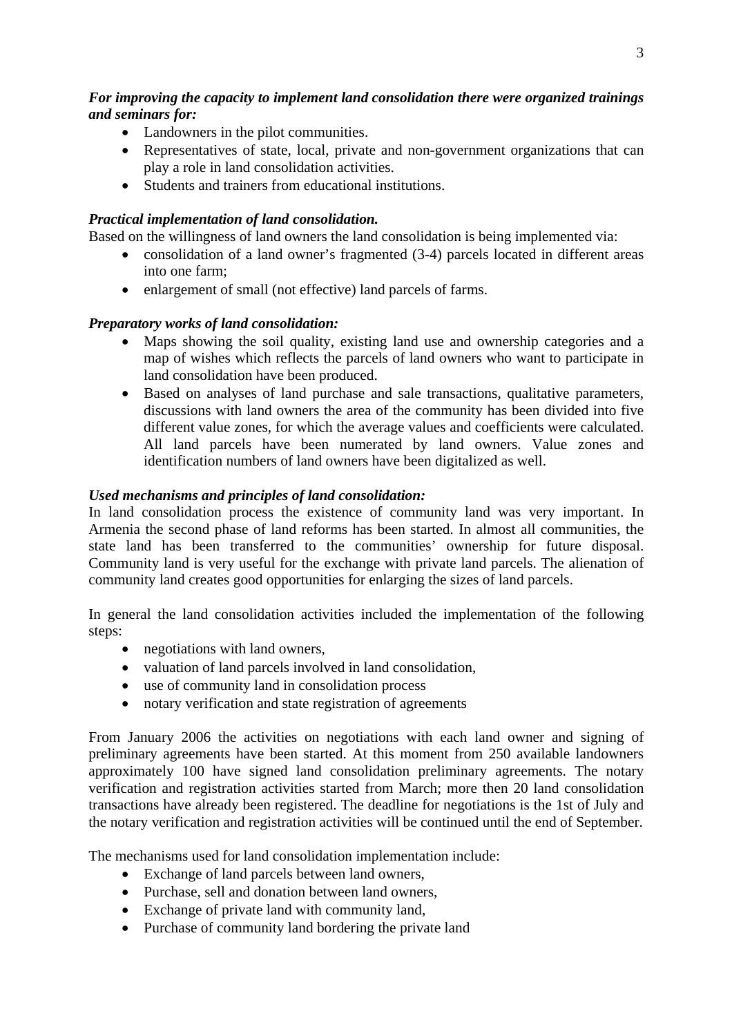***For improving the capacity to implement land consolidation there were organized trainings and seminars for:***

- Landowners in the pilot communities.
- Representatives of state, local, private and non-government organizations that can play a role in land consolidation activities.
- Students and trainers from educational institutions.

***Practical implementation of land consolidation.***

Based on the willingness of land owners the land consolidation is being implemented via:

- consolidation of a land owner's fragmented (3-4) parcels located in different areas into one farm;
- enlargement of small (not effective) land parcels of farms.

***Preparatory works of land consolidation:***

- Maps showing the soil quality, existing land use and ownership categories and a map of wishes which reflects the parcels of land owners who want to participate in land consolidation have been produced.
- Based on analyses of land purchase and sale transactions, qualitative parameters, discussions with land owners the area of the community has been divided into five different value zones, for which the average values and coefficients were calculated. All land parcels have been numerated by land owners. Value zones and identification numbers of land owners have been digitalized as well.

***Used mechanisms and principles of land consolidation:***

In land consolidation process the existence of community land was very important. In Armenia the second phase of land reforms has been started. In almost all communities, the state land has been transferred to the communities' ownership for future disposal. Community land is very useful for the exchange with private land parcels. The alienation of community land creates good opportunities for enlarging the sizes of land parcels.

In general the land consolidation activities included the implementation of the following steps:

- negotiations with land owners,
- valuation of land parcels involved in land consolidation,
- use of community land in consolidation process
- notary verification and state registration of agreements

From January 2006 the activities on negotiations with each land owner and signing of preliminary agreements have been started. At this moment from 250 available landowners approximately 100 have signed land consolidation preliminary agreements. The notary verification and registration activities started from March; more then 20 land consolidation transactions have already been registered. The deadline for negotiations is the 1st of July and the notary verification and registration activities will be continued until the end of September.

The mechanisms used for land consolidation implementation include:

- Exchange of land parcels between land owners,
- Purchase, sell and donation between land owners,
- Exchange of private land with community land,
- Purchase of community land bordering the private land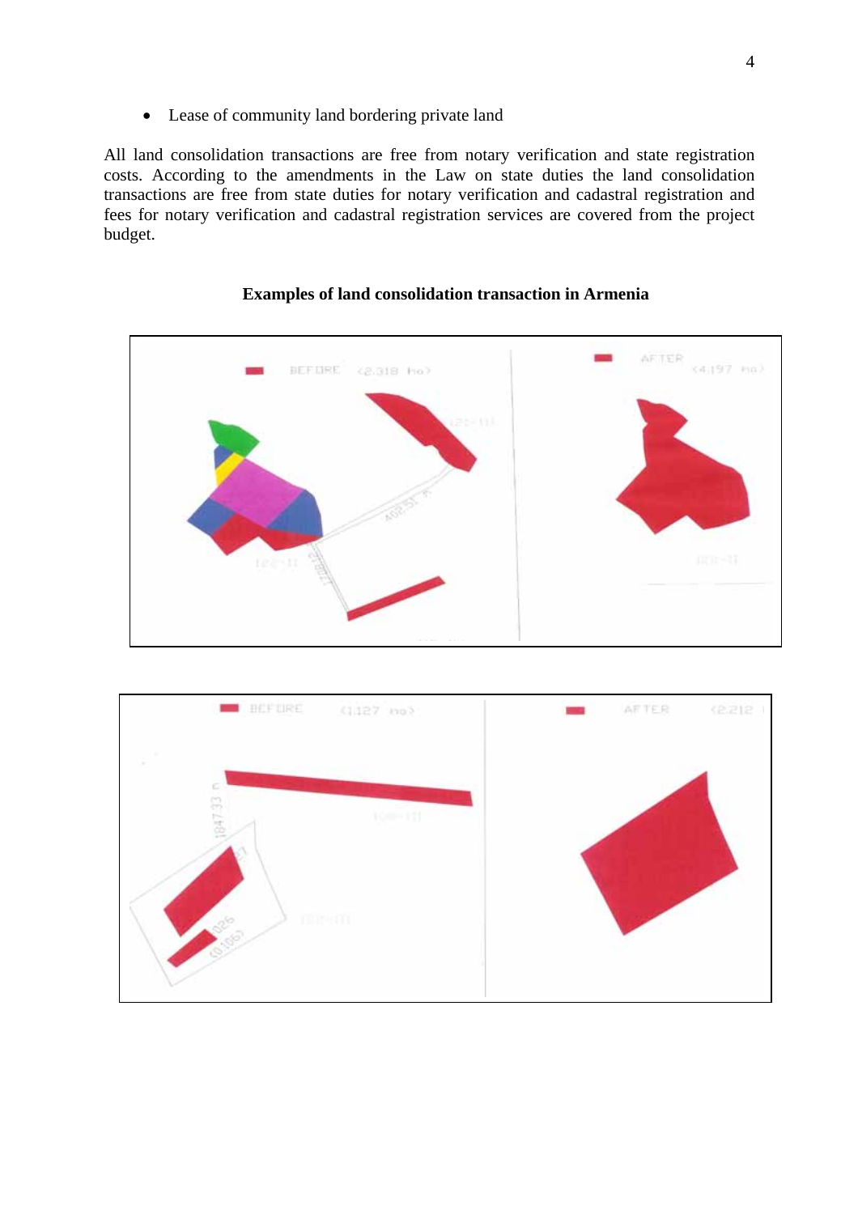- Lease of community land bordering private land

All land consolidation transactions are free from notary verification and state registration costs. According to the amendments in the Law on state duties the land consolidation transactions are free from state duties for notary verification and cadastral registration and fees for notary verification and cadastral registration services are covered from the project budget.

**Examples of land consolidation transaction in Armenia**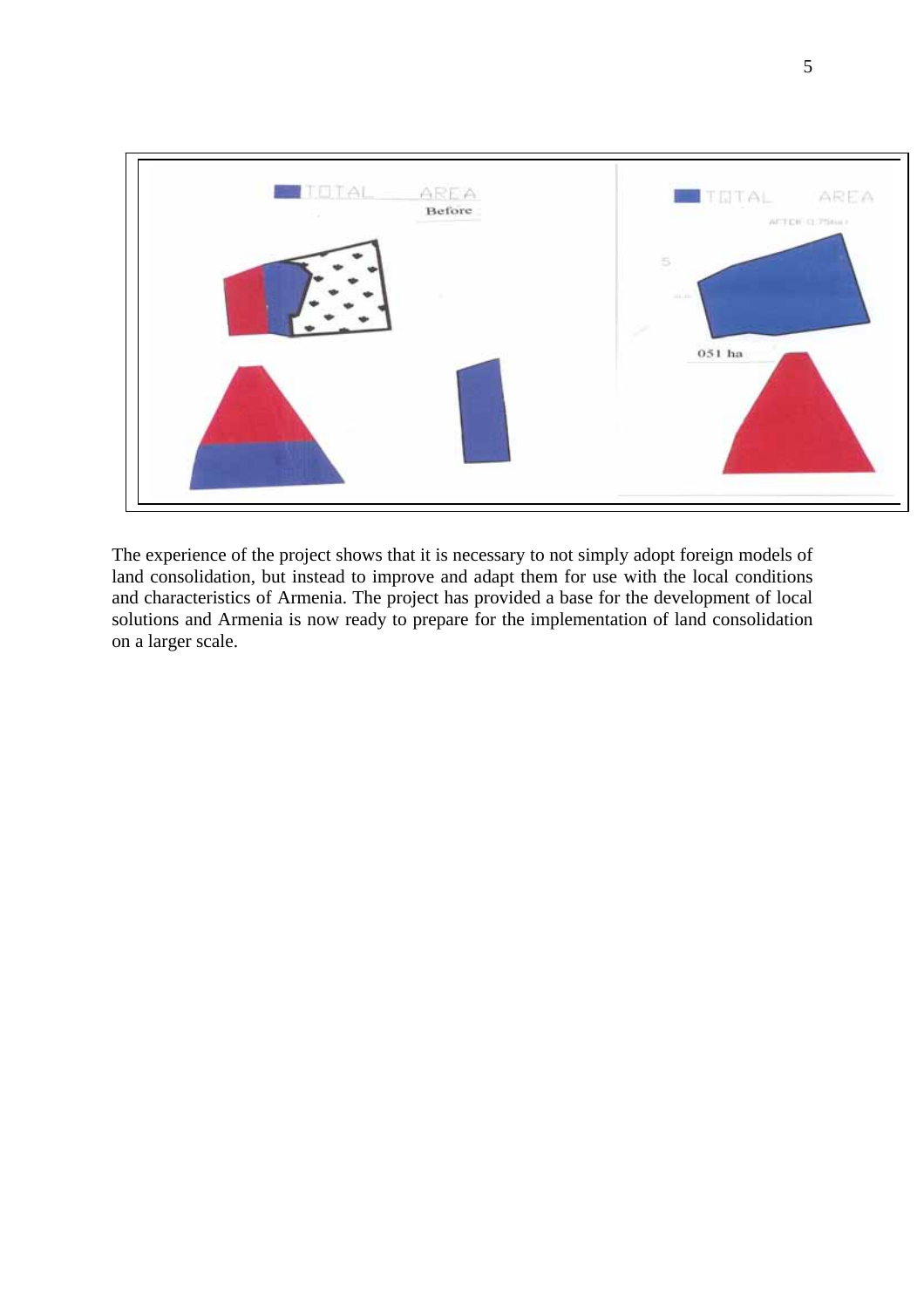TOTAL AREA

Before

TOTAL AREA

AFTER (1.75ha)

051 ha

The experience of the project shows that it is necessary to not simply adopt foreign models of land consolidation, but instead to improve and adapt them for use with the local conditions and characteristics of Armenia. The project has provided a base for the development of local solutions and Armenia is now ready to prepare for the implementation of land consolidation on a larger scale.